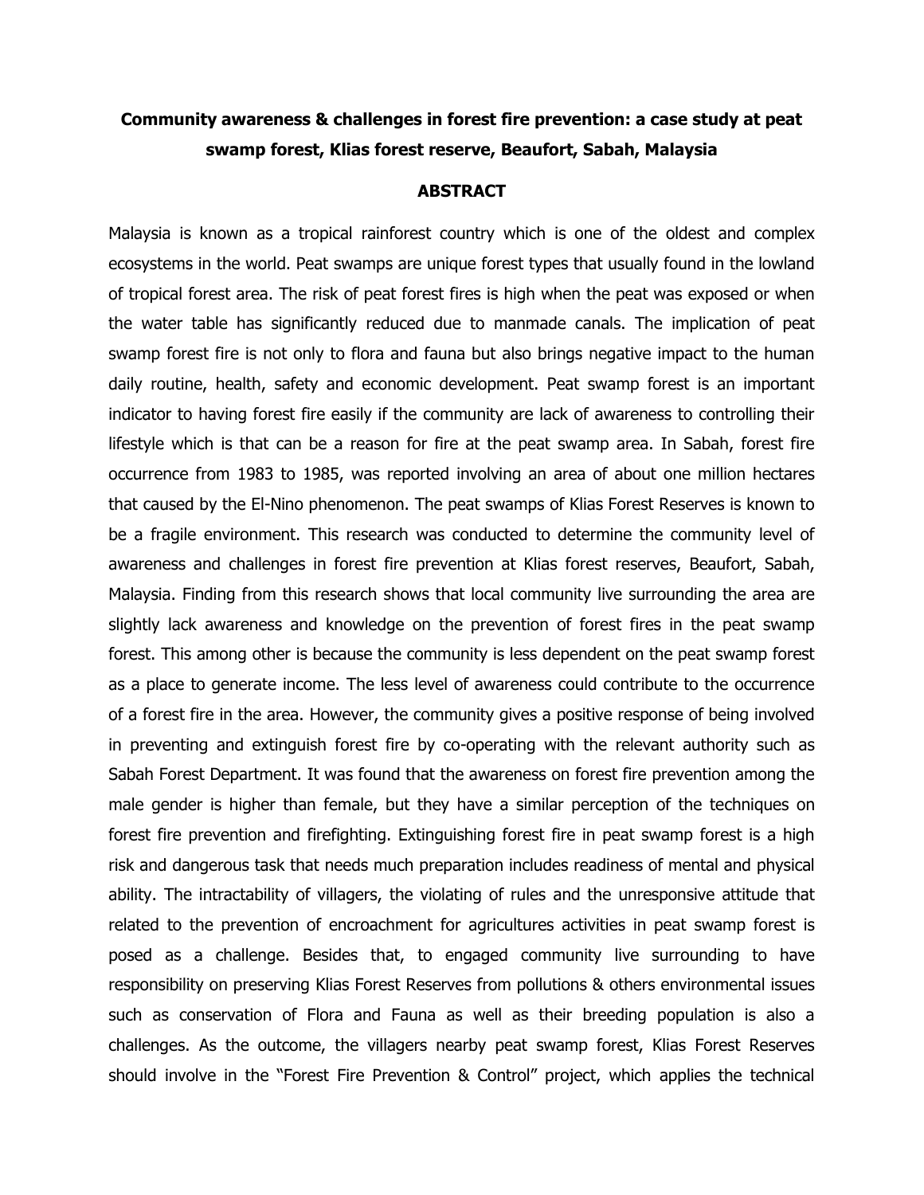# Community awareness & challenges in forest fire prevention: a case study at peat swamp forest, Klias forest reserve, Beaufort, Sabah, Malaysia

## ABSTRACT

Malaysia is known as a tropical rainforest country which is one of the oldest and complex ecosystems in the world. Peat swamps are unique forest types that usually found in the lowland of tropical forest area. The risk of peat forest fires is high when the peat was exposed or when the water table has significantly reduced due to manmade canals. The implication of peat swamp forest fire is not only to flora and fauna but also brings negative impact to the human daily routine, health, safety and economic development. Peat swamp forest is an important indicator to having forest fire easily if the community are lack of awareness to controlling their lifestyle which is that can be a reason for fire at the peat swamp area. In Sabah, forest fire occurrence from 1983 to 1985, was reported involving an area of about one million hectares that caused by the El-Nino phenomenon. The peat swamps of Klias Forest Reserves is known to be a fragile environment. This research was conducted to determine the community level of awareness and challenges in forest fire prevention at Klias forest reserves, Beaufort, Sabah, Malaysia. Finding from this research shows that local community live surrounding the area are slightly lack awareness and knowledge on the prevention of forest fires in the peat swamp forest. This among other is because the community is less dependent on the peat swamp forest as a place to generate income. The less level of awareness could contribute to the occurrence of a forest fire in the area. However, the community gives a positive response of being involved in preventing and extinguish forest fire by co-operating with the relevant authority such as Sabah Forest Department. It was found that the awareness on forest fire prevention among the male gender is higher than female, but they have a similar perception of the techniques on forest fire prevention and firefighting. Extinguishing forest fire in peat swamp forest is a high risk and dangerous task that needs much preparation includes readiness of mental and physical ability. The intractability of villagers, the violating of rules and the unresponsive attitude that related to the prevention of encroachment for agricultures activities in peat swamp forest is posed as a challenge. Besides that, to engaged community live surrounding to have responsibility on preserving Klias Forest Reserves from pollutions & others environmental issues such as conservation of Flora and Fauna as well as their breeding population is also a challenges. As the outcome, the villagers nearby peat swamp forest, Klias Forest Reserves should involve in the "Forest Fire Prevention & Control" project, which applies the technical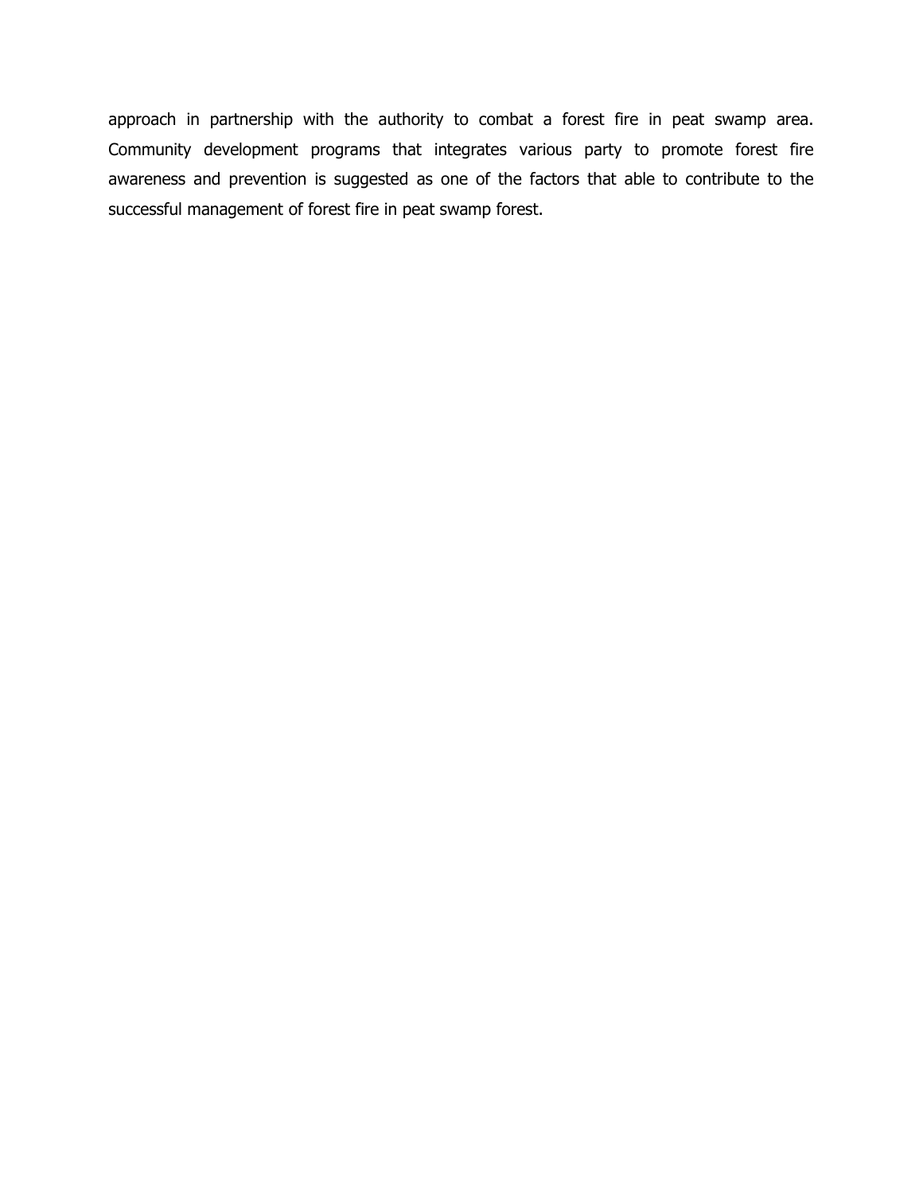approach in partnership with the authority to combat a forest fire in peat swamp area. Community development programs that integrates various party to promote forest fire awareness and prevention is suggested as one of the factors that able to contribute to the successful management of forest fire in peat swamp forest.